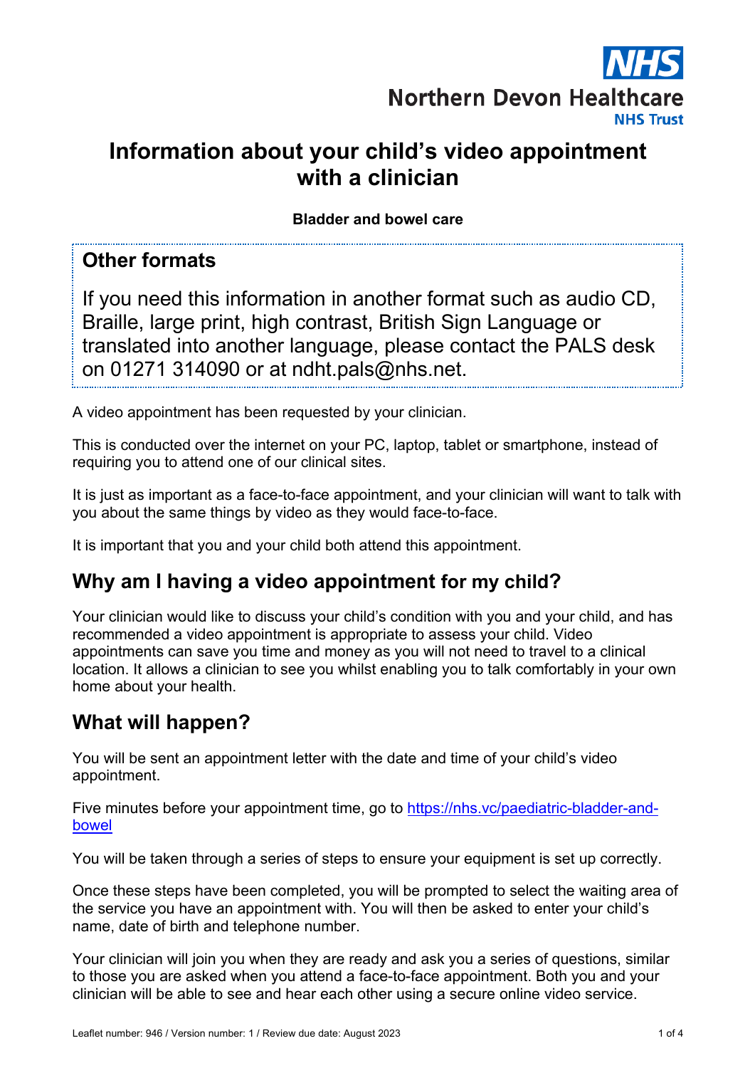Northern Devon Healthcare NHS Trust

# Information about your child's video appointment with a clinician

**Bladder and bowel care**

## Other formats

If you need this information in another format such as audio CD, Braille, large print, high contrast, British Sign Language or translated into another language, please contact the PALS desk on 01271 314090 or at ndht.pals@nhs.net.

A video appointment has been requested by your clinician.

This is conducted over the internet on your PC, laptop, tablet or smartphone, instead of requiring you to attend one of our clinical sites.

It is just as important as a face-to-face appointment, and your clinician will want to talk with you about the same things by video as they would face-to-face.

It is important that you and your child both attend this appointment.

## Why am I having a video appointment for my child?

Your clinician would like to discuss your child's condition with you and your child, and has recommended a video appointment is appropriate to assess your child. Video appointments can save you time and money as you will not need to travel to a clinical location. It allows a clinician to see you whilst enabling you to talk comfortably in your own home about your health.

## What will happen?

You will be sent an appointment letter with the date and time of your child's video appointment.

Five minutes before your appointment time, go to [https://nhs.vc/paediatric-bladder-and-bowel](https://nhs.vc/paediatric-bladder-and-bowel)

You will be taken through a series of steps to ensure your equipment is set up correctly.

Once these steps have been completed, you will be prompted to select the waiting area of the service you have an appointment with. You will then be asked to enter your child's name, date of birth and telephone number.

Your clinician will join you when they are ready and ask you a series of questions, similar to those you are asked when you attend a face-to-face appointment. Both you and your clinician will be able to see and hear each other using a secure online video service.

Leaflet number: 946 / Version number: 1 / Review due date: August 2023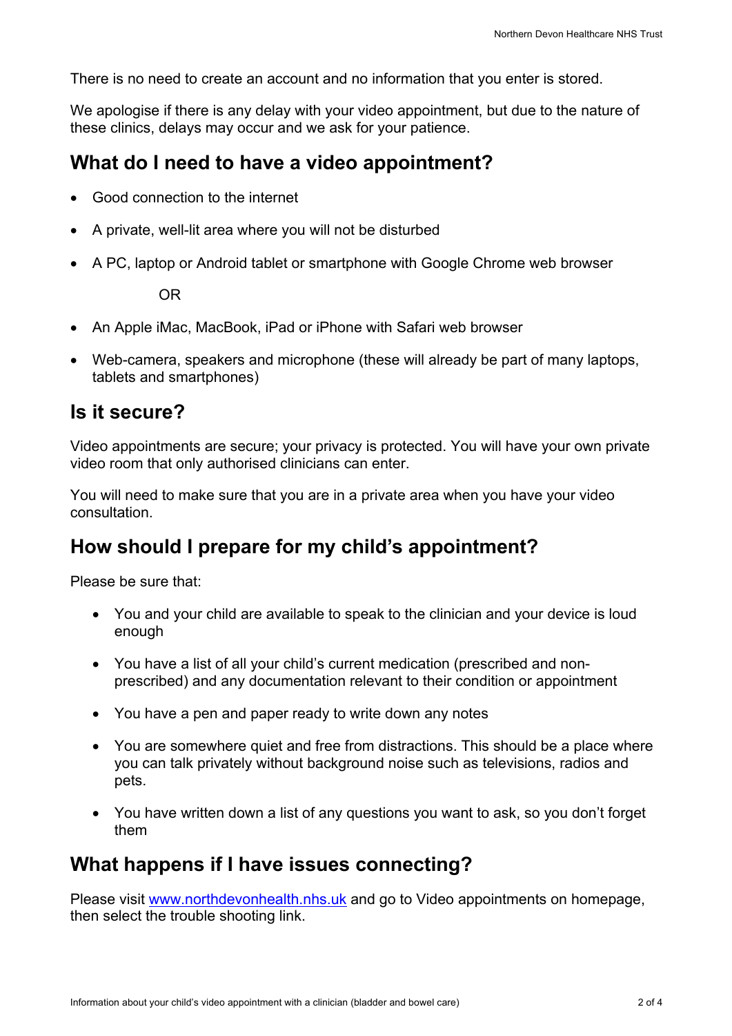There is no need to create an account and no information that you enter is stored.

We apologise if there is any delay with your video appointment, but due to the nature of these clinics, delays may occur and we ask for your patience.

## What do I need to have a video appointment?

- Good connection to the internet
- A private, well-lit area where you will not be disturbed
- A PC, laptop or Android tablet or smartphone with Google Chrome web browser

  OR

- An Apple iMac, MacBook, iPad or iPhone with Safari web browser
- Web-camera, speakers and microphone (these will already be part of many laptops, tablets and smartphones)

## Is it secure?

Video appointments are secure; your privacy is protected. You will have your own private video room that only authorised clinicians can enter.

You will need to make sure that you are in a private area when you have your video consultation.

## How should I prepare for my child's appointment?

Please be sure that:

- You and your child are available to speak to the clinician and your device is loud enough
- You have a list of all your child's current medication (prescribed and non-prescribed) and any documentation relevant to their condition or appointment
- You have a pen and paper ready to write down any notes
- You are somewhere quiet and free from distractions. This should be a place where you can talk privately without background noise such as televisions, radios and pets.
- You have written down a list of any questions you want to ask, so you don't forget them

## What happens if I have issues connecting?

Please visit [www.northdevonhealth.nhs.uk](http://www.northdevonhealth.nhs.uk) and go to Video appointments on homepage, then select the trouble shooting link.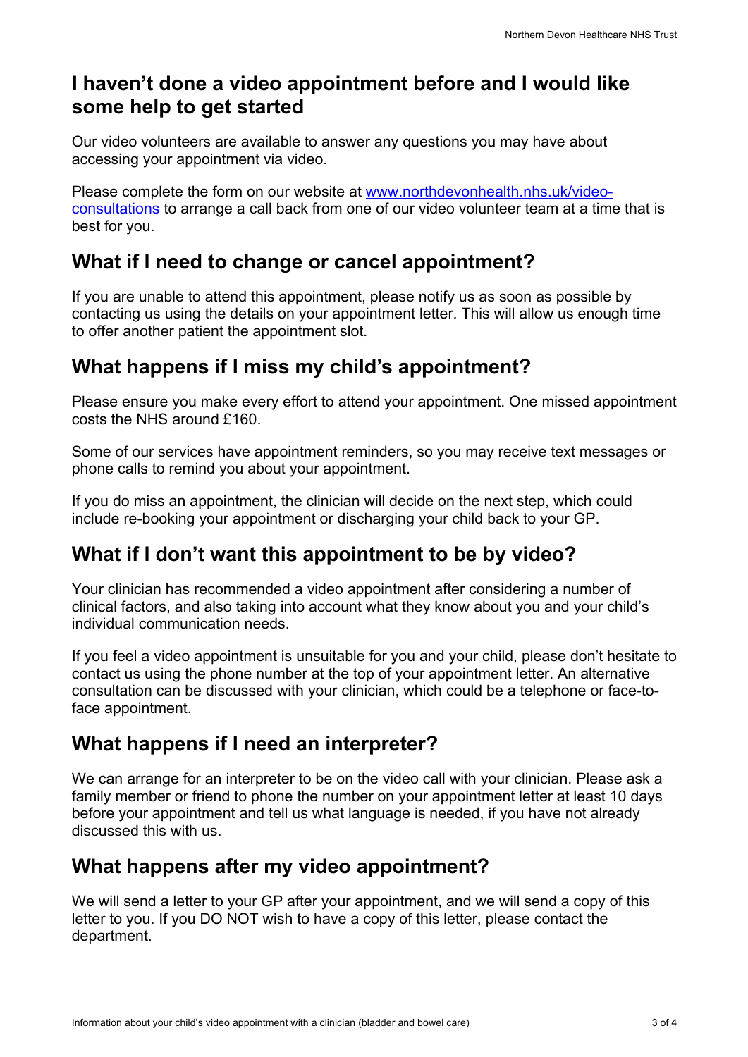## I haven't done a video appointment before and I would like some help to get started

Our video volunteers are available to answer any questions you may have about accessing your appointment via video.

Please complete the form on our website at [www.northdevonhealth.nhs.uk/video-consultations](www.northdevonhealth.nhs.uk/video-consultations) to arrange a call back from one of our video volunteer team at a time that is best for you.

## What if I need to change or cancel appointment?

If you are unable to attend this appointment, please notify us as soon as possible by contacting us using the details on your appointment letter. This will allow us enough time to offer another patient the appointment slot.

## What happens if I miss my child's appointment?

Please ensure you make every effort to attend your appointment. One missed appointment costs the NHS around £160.

Some of our services have appointment reminders, so you may receive text messages or phone calls to remind you about your appointment.

If you do miss an appointment, the clinician will decide on the next step, which could include re-booking your appointment or discharging your child back to your GP.

## What if I don't want this appointment to be by video?

Your clinician has recommended a video appointment after considering a number of clinical factors, and also taking into account what they know about you and your child's individual communication needs.

If you feel a video appointment is unsuitable for you and your child, please don't hesitate to contact us using the phone number at the top of your appointment letter. An alternative consultation can be discussed with your clinician, which could be a telephone or face-to-face appointment.

## What happens if I need an interpreter?

We can arrange for an interpreter to be on the video call with your clinician. Please ask a family member or friend to phone the number on your appointment letter at least 10 days before your appointment and tell us what language is needed, if you have not already discussed this with us.

## What happens after my video appointment?

We will send a letter to your GP after your appointment, and we will send a copy of this letter to you. If you DO NOT wish to have a copy of this letter, please contact the department.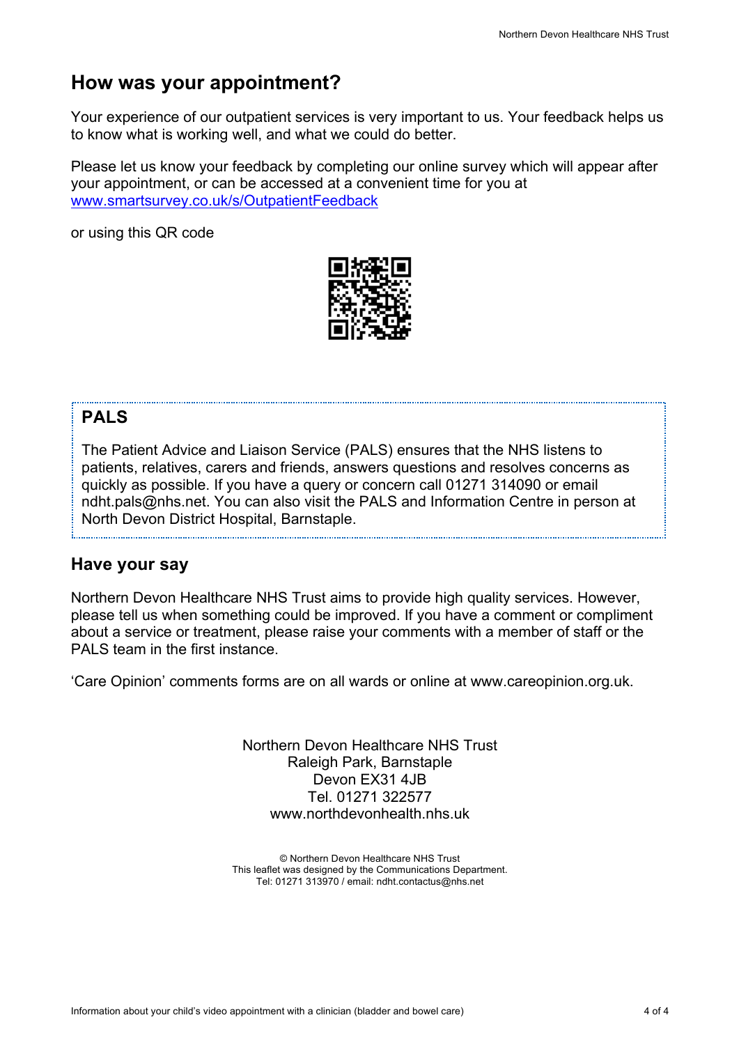## How was your appointment?

Your experience of our outpatient services is very important to us. Your feedback helps us to know what is working well, and what we could do better.

Please let us know your feedback by completing our online survey which will appear after your appointment, or can be accessed at a convenient time for you at www.smartsurvey.co.uk/s/OutpatientFeedback

or using this QR code

### PALS

The Patient Advice and Liaison Service (PALS) ensures that the NHS listens to patients, relatives, carers and friends, answers questions and resolves concerns as quickly as possible. If you have a query or concern call 01271 314090 or email ndht.pals@nhs.net. You can also visit the PALS and Information Centre in person at North Devon District Hospital, Barnstaple.

### Have your say

Northern Devon Healthcare NHS Trust aims to provide high quality services. However, please tell us when something could be improved. If you have a comment or compliment about a service or treatment, please raise your comments with a member of staff or the PALS team in the first instance.

'Care Opinion' comments forms are on all wards or online at www.careopinion.org.uk.

Northern Devon Healthcare NHS Trust
Raleigh Park, Barnstaple
Devon EX31 4JB
Tel. 01271 322577
www.northdevonhealth.nhs.uk

© Northern Devon Healthcare NHS Trust
This leaflet was designed by the Communications Department.
Tel: 01271 313970 / email: ndht.contactus@nhs.net